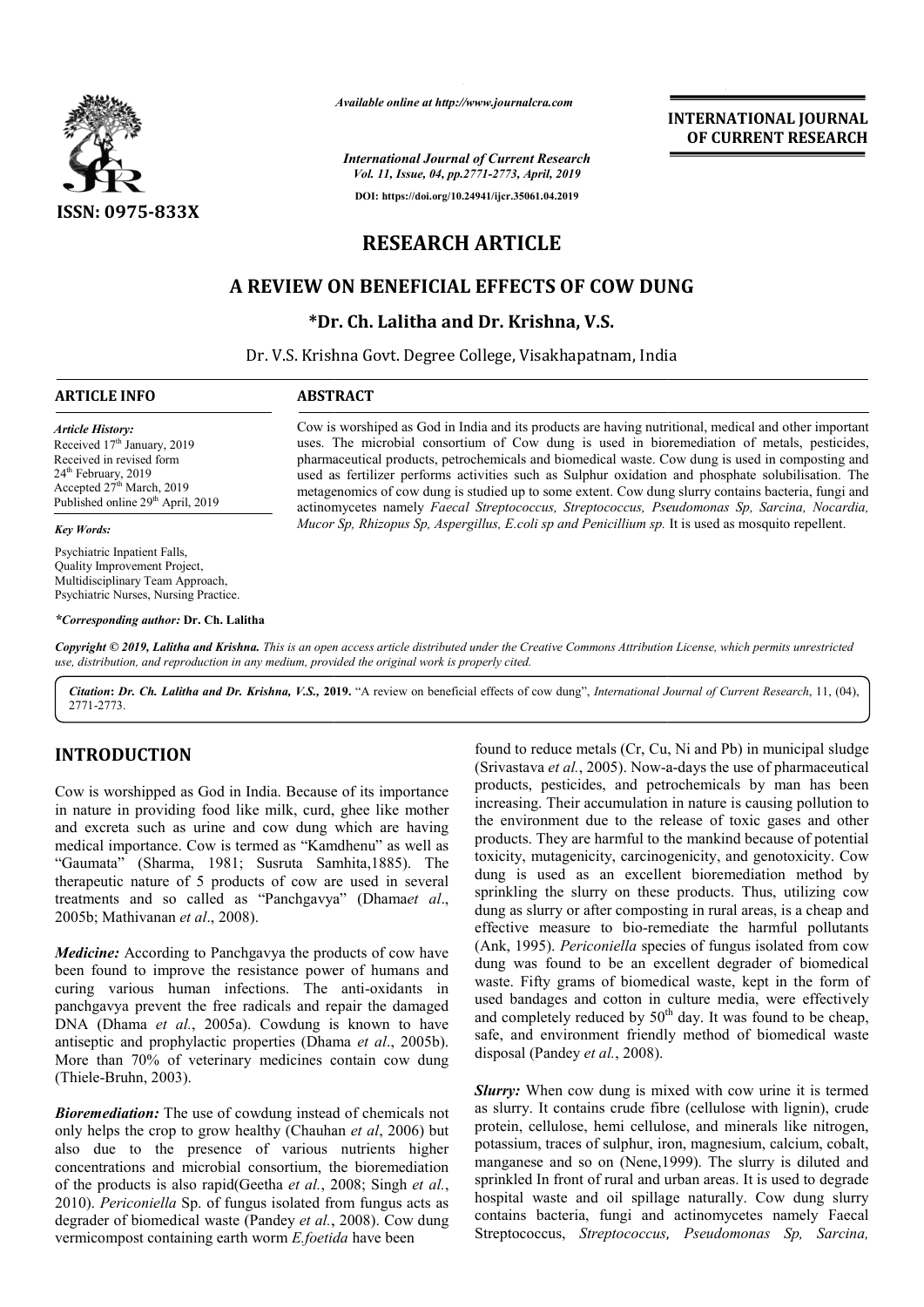*Available online at http://www.journalcra.com*

*International Journal of Current Research*
*Vol. 11, Issue, 04, pp.2771-2773, April, 2019*

**DOI: https://doi.org/10.24941/ijcr.35061.04.2019**

**ISSN: 0975-833X**

**INTERNATIONAL JOURNAL OF CURRENT RESEARCH**

# RESEARCH ARTICLE

# A REVIEW ON BENEFICIAL EFFECTS OF COW DUNG

**\*Dr. Ch. Lalitha and Dr. Krishna, V.S.**

Dr. V.S. Krishna Govt. Degree College, Visakhapatnam, India

## ARTICLE INFO

*Article History:*
Received 17th January, 2019
Received in revised form
24th February, 2019
Accepted 27th March, 2019
Published online 29th April, 2019

*Key Words:*
Psychiatric Inpatient Falls,
Quality Improvement Project,
Multidisciplinary Team Approach,
Psychiatric Nurses, Nursing Practice.

*\*Corresponding author:* **Dr. Ch. Lalitha**

## ABSTRACT

Cow is worshiped as God in India and its products are having nutritional, medical and other important uses. The microbial consortium of Cow dung is used in bioremediation of metals, pesticides, pharmaceutical products, petrochemicals and biomedical waste. Cow dung is used in composting and used as fertilizer performs activities such as Sulphur oxidation and phosphate solubilisation. The metagenomics of cow dung is studied up to some extent. Cow dung slurry contains bacteria, fungi and actinomycetes namely *Faecal Streptococcus, Streptococcus, Pseudomonas Sp, Sarcina, Nocardia, Mucor Sp, Rhizopus Sp, Aspergillus, E.coli sp and Penicillium sp.* It is used as mosquito repellent.

*Copyright © 2019, Lalitha and Krishna. This is an open access article distributed under the Creative Commons Attribution License, which permits unrestricted use, distribution, and reproduction in any medium, provided the original work is properly cited.*

***Citation*: *Dr. Ch. Lalitha and Dr. Krishna, V.S.,* 2019.** "A review on beneficial effects of cow dung", *International Journal of Current Research*, 11, (04), 2771-2773.

# INTRODUCTION

Cow is worshipped as God in India. Because of its importance in nature in providing food like milk, curd, ghee like mother and excreta such as urine and cow dung which are having medical importance. Cow is termed as "Kamdhenu" as well as "Gaumata" (Sharma, 1981; Susruta Samhita,1885). The therapeutic nature of 5 products of cow are used in several treatments and so called as "Panchgavya" (Dhama*et al*., 2005b; Mathivanan *et al*., 2008).

***Medicine:*** According to Panchgavya the products of cow have been found to improve the resistance power of humans and curing various human infections. The anti-oxidants in panchgavya prevent the free radicals and repair the damaged DNA (Dhama *et al.*, 2005a). Cowdung is known to have antiseptic and prophylactic properties (Dhama *et al*., 2005b). More than 70% of veterinary medicines contain cow dung (Thiele-Bruhn, 2003).

***Bioremediation:*** The use of cowdung instead of chemicals not only helps the crop to grow healthy (Chauhan *et al*, 2006) but also due to the presence of various nutrients higher concentrations and microbial consortium, the bioremediation of the products is also rapid(Geetha *et al.*, 2008; Singh *et al.*, 2010). *Periconiella* Sp. of fungus isolated from fungus acts as degrader of biomedical waste (Pandey *et al.*, 2008). Cow dung vermicompost containing earth worm *E.foetida* have been found to reduce metals (Cr, Cu, Ni and Pb) in municipal sludge (Srivastava *et al.*, 2005). Now-a-days the use of pharmaceutical products, pesticides, and petrochemicals by man has been increasing. Their accumulation in nature is causing pollution to the environment due to the release of toxic gases and other products. They are harmful to the mankind because of potential toxicity, mutagenicity, carcinogenicity, and genotoxicity. Cow dung is used as an excellent bioremediation method by sprinkling the slurry on these products. Thus, utilizing cow dung as slurry or after composting in rural areas, is a cheap and effective measure to bio-remediate the harmful pollutants (Ank, 1995). *Periconiella* species of fungus isolated from cow dung was found to be an excellent degrader of biomedical waste. Fifty grams of biomedical waste, kept in the form of used bandages and cotton in culture media, were effectively and completely reduced by 50th day. It was found to be cheap, safe, and environment friendly method of biomedical waste disposal (Pandey *et al.*, 2008).

***Slurry:*** When cow dung is mixed with cow urine it is termed as slurry. It contains crude fibre (cellulose with lignin), crude protein, cellulose, hemi cellulose, and minerals like nitrogen, potassium, traces of sulphur, iron, magnesium, calcium, cobalt, manganese and so on (Nene,1999). The slurry is diluted and sprinkled In front of rural and urban areas. It is used to degrade hospital waste and oil spillage naturally. Cow dung slurry contains bacteria, fungi and actinomycetes namely Faecal Streptococcus, *Streptococcus*, *Pseudomonas Sp, Sarcina,*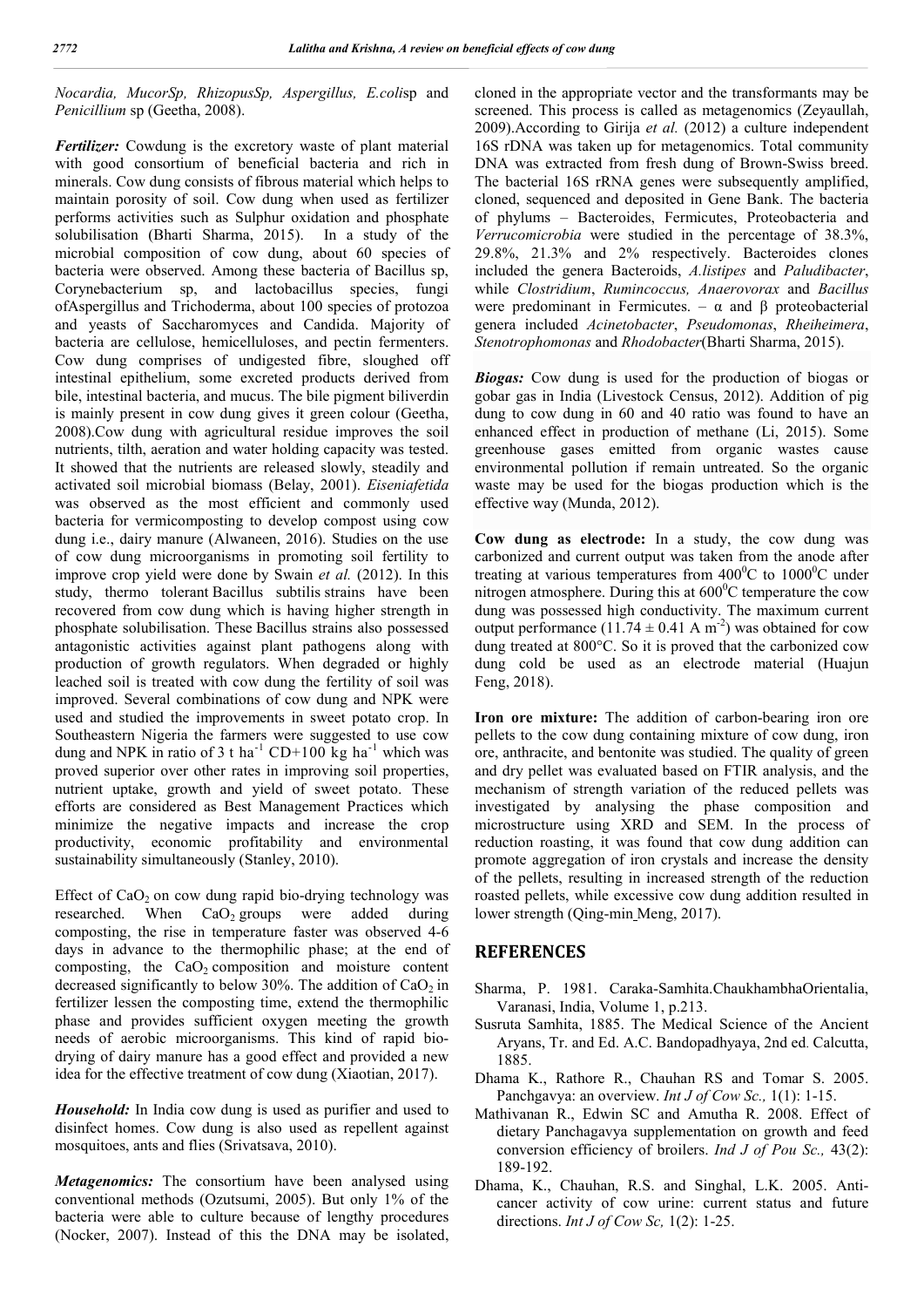*Nocardia, MucorSp, RhizopusSp, Aspergillus, E.coli*sp and *Penicillium* sp (Geetha, 2008).

***Fertilizer:*** Cowdung is the excretory waste of plant material with good consortium of beneficial bacteria and rich in minerals. Cow dung consists of fibrous material which helps to maintain porosity of soil. Cow dung when used as fertilizer performs activities such as Sulphur oxidation and phosphate solubilisation (Bharti Sharma, 2015). In a study of the microbial composition of cow dung, about 60 species of bacteria were observed. Among these bacteria of Bacillus sp, Corynebacterium sp, and lactobacillus species, fungi ofAspergillus and Trichoderma, about 100 species of protozoa and yeasts of Saccharomyces and Candida. Majority of bacteria are cellulose, hemicelluloses, and pectin fermenters. Cow dung comprises of undigested fibre, sloughed off intestinal epithelium, some excreted products derived from bile, intestinal bacteria, and mucus. The bile pigment biliverdin is mainly present in cow dung gives it green colour (Geetha, 2008).Cow dung with agricultural residue improves the soil nutrients, tilth, aeration and water holding capacity was tested. It showed that the nutrients are released slowly, steadily and activated soil microbial biomass (Belay, 2001). *Eiseniafetida* was observed as the most efficient and commonly used bacteria for vermicomposting to develop compost using cow dung i.e., dairy manure (Alwaneen, 2016). Studies on the use of cow dung microorganisms in promoting soil fertility to improve crop yield were done by Swain *et al.* (2012). In this study, thermo tolerant Bacillus subtilis strains have been recovered from cow dung which is having higher strength in phosphate solubilisation. These Bacillus strains also possessed antagonistic activities against plant pathogens along with production of growth regulators. When degraded or highly leached soil is treated with cow dung the fertility of soil was improved. Several combinations of cow dung and NPK were used and studied the improvements in sweet potato crop. In Southeastern Nigeria the farmers were suggested to use cow dung and NPK in ratio of 3 t $ha^{-1}$ CD+100 kg $ha^{-1}$ which was proved superior over other rates in improving soil properties, nutrient uptake, growth and yield of sweet potato. These efforts are considered as Best Management Practices which minimize the negative impacts and increase the crop productivity, economic profitability and environmental sustainability simultaneously (Stanley, 2010).

Effect of $CaO_2$ on cow dung rapid bio-drying technology was researched. When $CaO_2$ groups were added during composting, the rise in temperature faster was observed 4-6 days in advance to the thermophilic phase; at the end of composting, the $CaO_2$ composition and moisture content decreased significantly to below 30%. The addition of $CaO_2$ in fertilizer lessen the composting time, extend the thermophilic phase and provides sufficient oxygen meeting the growth needs of aerobic microorganisms. This kind of rapid bio-drying of dairy manure has a good effect and provided a new idea for the effective treatment of cow dung (Xiaotian, 2017).

***Household:*** In India cow dung is used as purifier and used to disinfect homes. Cow dung is also used as repellent against mosquitoes, ants and flies (Srivatsava, 2010).

***Metagenomics:*** The consortium have been analysed using conventional methods (Ozutsumi, 2005). But only 1% of the bacteria were able to culture because of lengthy procedures (Nocker, 2007). Instead of this the DNA may be isolated, cloned in the appropriate vector and the transformants may be screened. This process is called as metagenomics (Zeyaullah, 2009).According to Girija *et al.* (2012) a culture independent 16S rDNA was taken up for metagenomics. Total community DNA was extracted from fresh dung of Brown-Swiss breed. The bacterial 16S rRNA genes were subsequently amplified, cloned, sequenced and deposited in Gene Bank. The bacteria of phylums – Bacteroides, Fermicutes, Proteobacteria and *Verrucomicrobia* were studied in the percentage of 38.3%, 29.8%, 21.3% and 2% respectively. Bacteroides clones included the genera Bacteroids, *A.listipes* and *Paludibacter*, while *Clostridium*, *Rumincoccus, Anaerovorax* and *Bacillus* were predominant in Fermicutes. – α and β proteobacterial genera included *Acinetobacter*, *Pseudomonas*, *Rheiheimera*, *Stenotrophomonas* and *Rhodobacter*(Bharti Sharma, 2015).

***Biogas:*** Cow dung is used for the production of biogas or gobar gas in India (Livestock Census, 2012). Addition of pig dung to cow dung in 60 and 40 ratio was found to have an enhanced effect in production of methane (Li, 2015). Some greenhouse gases emitted from organic wastes cause environmental pollution if remain untreated. So the organic waste may be used for the biogas production which is the effective way (Munda, 2012).

**Cow dung as electrode:** In a study, the cow dung was carbonized and current output was taken from the anode after treating at various temperatures from $400^0$C to $1000^0$C under nitrogen atmosphere. During this at $600^0$C temperature the cow dung was possessed high conductivity. The maximum current output performance ($11.74 \pm 0.41$ A $m^{-2}$) was obtained for cow dung treated at 800°C. So it is proved that the carbonized cow dung cold be used as an electrode material (Huajun Feng, 2018).

**Iron ore mixture:** The addition of carbon-bearing iron ore pellets to the cow dung containing mixture of cow dung, iron ore, anthracite, and bentonite was studied. The quality of green and dry pellet was evaluated based on FTIR analysis, and the mechanism of strength variation of the reduced pellets was investigated by analysing the phase composition and microstructure using XRD and SEM. In the process of reduction roasting, it was found that cow dung addition can promote aggregation of iron crystals and increase the density of the pellets, resulting in increased strength of the reduction roasted pellets, while excessive cow dung addition resulted in lower strength (Qing-min Meng, 2017).

## REFERENCES

Sharma, P. 1981. Caraka-Samhita.ChaukhambhaOrientalia, Varanasi, India, Volume 1, p.213.

Susruta Samhita, 1885. The Medical Science of the Ancient Aryans, Tr. and Ed. A.C. Bandopadhyaya, 2nd ed. Calcutta, 1885.

Dhama K., Rathore R., Chauhan RS and Tomar S. 2005. Panchgavya: an overview. *Int J of Cow Sc.,* 1(1): 1-15.

Mathivanan R., Edwin SC and Amutha R. 2008. Effect of dietary Panchagavya supplementation on growth and feed conversion efficiency of broilers. *Ind J of Pou Sc.,* 43(2): 189-192.

Dhama, K., Chauhan, R.S. and Singhal, L.K. 2005. Anti-cancer activity of cow urine: current status and future directions. *Int J of Cow Sc,* 1(2): 1-25.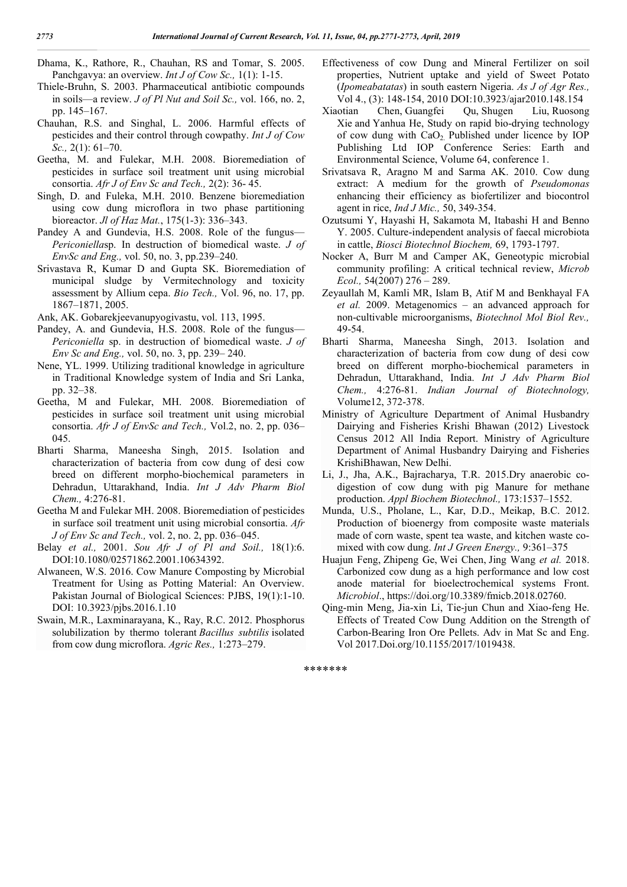Dhama, K., Rathore, R., Chauhan, RS and Tomar, S. 2005. Panchgavya: an overview. *Int J of Cow Sc.,* 1(1): 1-15.

Thiele-Bruhn, S. 2003. Pharmaceutical antibiotic compounds in soils—a review. *J of Pl Nut and Soil Sc.,* vol. 166, no. 2, pp. 145–167.

Chauhan, R.S. and Singhal, L. 2006. Harmful effects of pesticides and their control through cowpathy. *Int J of Cow Sc.,* 2(1): 61–70.

Geetha, M. and Fulekar, M.H. 2008. Bioremediation of pesticides in surface soil treatment unit using microbial consortia. *Afr J of Env Sc and Tech.,* 2(2): 36- 45.

Singh, D. and Fuleka, M.H. 2010. Benzene bioremediation using cow dung microflora in two phase partitioning bioreactor. *Jl of Haz Mat.*, 175(1-3): 336–343.

Pandey A and Gundevia, H.S. 2008. Role of the fungus—*Periconiella*sp. In destruction of biomedical waste. *J of EnvSc and Eng.,* vol. 50, no. 3, pp.239–240.

Srivastava R, Kumar D and Gupta SK. Bioremediation of municipal sludge by Vermitechnology and toxicity assessment by Allium cepa. *Bio Tech.,* Vol. 96, no. 17, pp. 1867–1871, 2005.

Ank, AK. Gobarekjeevanupyogivastu, vol. 113, 1995.

Pandey, A. and Gundevia, H.S. 2008. Role of the fungus—*Periconiella* sp. in destruction of biomedical waste. *J of Env Sc and Eng.,* vol. 50, no. 3, pp. 239– 240.

Nene, YL. 1999. Utilizing traditional knowledge in agriculture in Traditional Knowledge system of India and Sri Lanka, pp. 32–38.

Geetha, M and Fulekar, MH. 2008. Bioremediation of pesticides in surface soil treatment unit using microbial consortia. *Afr J of EnvSc and Tech.,* Vol.2, no. 2, pp. 036–045.

Bharti Sharma, Maneesha Singh, 2015. Isolation and characterization of bacteria from cow dung of desi cow breed on different morpho-biochemical parameters in Dehradun, Uttarakhand, India. *Int J Adv Pharm Biol Chem.,* 4:276-81.

Geetha M and Fulekar MH. 2008. Bioremediation of pesticides in surface soil treatment unit using microbial consortia. *Afr J of Env Sc and Tech.,* vol. 2, no. 2, pp. 036–045.

Belay *et al.,* 2001. *Sou Afr J of Pl and Soil.,* 18(1):6. DOI:10.1080/02571862.2001.10634392.

Alwaneen, W.S. 2016. Cow Manure Composting by Microbial Treatment for Using as Potting Material: An Overview. Pakistan Journal of Biological Sciences: PJBS, 19(1):1-10. DOI: 10.3923/pjbs.2016.1.10

Swain, M.R., Laxminarayana, K., Ray, R.C. 2012. Phosphorus solubilization by thermo tolerant *Bacillus subtilis* isolated from cow dung microflora. *Agric Res.,* 1:273–279.

Effectiveness of cow Dung and Mineral Fertilizer on soil properties, Nutrient uptake and yield of Sweet Potato (*Ipomeabatatas*) in south eastern Nigeria. *As J of Agr Res.,* Vol 4., (3): 148-154, 2010 DOI:10.3923/ajar2010.148.154

Xiaotian Chen, Guangfei Qu, Shugen Liu, Ruosong Xie and Yanhua He, Study on rapid bio-drying technology of cow dung with $CaO_2$. Published under licence by IOP Publishing Ltd IOP Conference Series: Earth and Environmental Science, Volume 64, conference 1.

Srivatsava R, Aragno M and Sarma AK. 2010. Cow dung extract: A medium for the growth of *Pseudomonas* enhancing their efficiency as biofertilizer and biocontrol agent in rice, *Ind J Mic.,* 50, 349-354.

Ozutsumi Y, Hayashi H, Sakamota M, Itabashi H and Benno Y. 2005. Culture-independent analysis of faecal microbiota in cattle, *Biosci Biotechnol Biochem,* 69, 1793-1797.

Nocker A, Burr M and Camper AK, Geneotypic microbial community profiling: A critical technical review, *Microb Ecol.,* 54(2007) 276 – 289.

Zeyaullah M, Kamli MR, Islam B, Atif M and Benkhayal FA *et al.* 2009. Metagenomics – an advanced approach for non-cultivable microorganisms, *Biotechnol Mol Biol Rev.,* 49-54.

Bharti Sharma, Maneesha Singh, 2013. Isolation and characterization of bacteria from cow dung of desi cow breed on different morpho-biochemical parameters in Dehradun, Uttarakhand, India. *Int J Adv Pharm Biol Chem.,* 4:276-81. *Indian Journal of Biotechnology,* Volume12, 372-378.

Ministry of Agriculture Department of Animal Husbandry Dairying and Fisheries Krishi Bhawan (2012) Livestock Census 2012 All India Report. Ministry of Agriculture Department of Animal Husbandry Dairying and Fisheries KrishiBhawan, New Delhi.

Li, J., Jha, A.K., Bajracharya, T.R. 2015.Dry anaerobic co-digestion of cow dung with pig Manure for methane production. *Appl Biochem Biotechnol.,* 173:1537–1552.

Munda, U.S., Pholane, L., Kar, D.D., Meikap, B.C. 2012. Production of bioenergy from composite waste materials made of corn waste, spent tea waste, and kitchen waste co-mixed with cow dung. *Int J Green Energy.,* 9:361–375

Huajun Feng, Zhipeng Ge, Wei Chen, Jing Wang *et al.* 2018. Carbonized cow dung as a high performance and low cost anode material for bioelectrochemical systems Front. *Microbiol*., https://doi.org/10.3389/fmicb.2018.02760.

Qing-min Meng, Jia-xin Li, Tie-jun Chun and Xiao-feng He. Effects of Treated Cow Dung Addition on the Strength of Carbon-Bearing Iron Ore Pellets. Adv in Mat Sc and Eng. Vol 2017.Doi.org/10.1155/2017/1019438.

*******